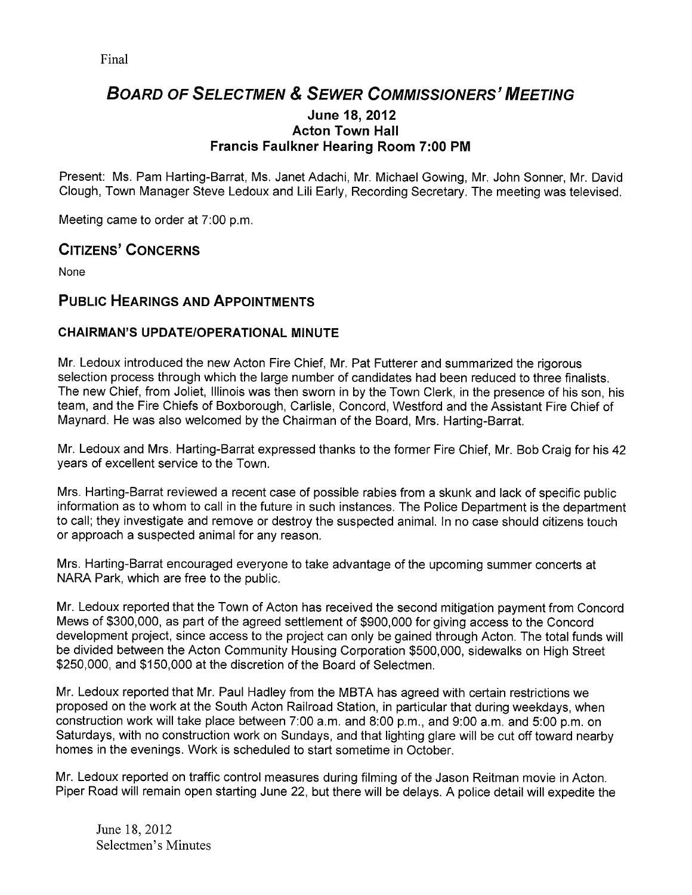Final

# BOARD OF SELECTMEN & SEWER COMMISSIONERS' MEETING

### June 18, 2012
### Acton Town Hall
### Francis Faulkner Hearing Room 7:00 PM

Present: Ms. Pam Harting-Barrat, Ms. Janet Adachi, Mr. Michael Gowing, Mr. John Sonner, Mr. David Clough, Town Manager Steve Ledoux and Lili Early, Recording Secretary. The meeting was televised.

Meeting came to order at 7:00 p.m.

## CITIZENS' CONCERNS

None

## PUBLIC HEARINGS AND APPOINTMENTS

### CHAIRMAN'S UPDATE/OPERATIONAL MINUTE

Mr. Ledoux introduced the new Acton Fire Chief, Mr. Pat Futterer and summarized the rigorous selection process through which the large number of candidates had been reduced to three finalists. The new Chief, from Joliet, Illinois was then sworn in by the Town Clerk, in the presence of his son, his team, and the Fire Chiefs of Boxborough, Carlisle, Concord, Westford and the Assistant Fire Chief of Maynard. He was also welcomed by the Chairman of the Board, Mrs. Harting-Barrat.

Mr. Ledoux and Mrs. Harting-Barrat expressed thanks to the former Fire Chief, Mr. Bob Craig for his 42 years of excellent service to the Town.

Mrs. Harting-Barrat reviewed a recent case of possible rabies from a skunk and lack of specific public information as to whom to call in the future in such instances. The Police Department is the department to call; they investigate and remove or destroy the suspected animal. In no case should citizens touch or approach a suspected animal for any reason.

Mrs. Harting-Barrat encouraged everyone to take advantage of the upcoming summer concerts at NARA Park, which are free to the public.

Mr. Ledoux reported that the Town of Acton has received the second mitigation payment from Concord Mews of $300,000, as part of the agreed settlement of $900,000 for giving access to the Concord development project, since access to the project can only be gained through Acton. The total funds will be divided between the Acton Community Housing Corporation $500,000, sidewalks on High Street $250,000, and $150,000 at the discretion of the Board of Selectmen.

Mr. Ledoux reported that Mr. Paul Hadley from the MBTA has agreed with certain restrictions we proposed on the work at the South Acton Railroad Station, in particular that during weekdays, when construction work will take place between 7:00 a.m. and 8:00 p.m., and 9:00 a.m. and 5:00 p.m. on Saturdays, with no construction work on Sundays, and that lighting glare will be cut off toward nearby homes in the evenings. Work is scheduled to start sometime in October.

Mr. Ledoux reported on traffic control measures during filming of the Jason Reitman movie in Acton. Piper Road will remain open starting June 22, but there will be delays. A police detail will expedite the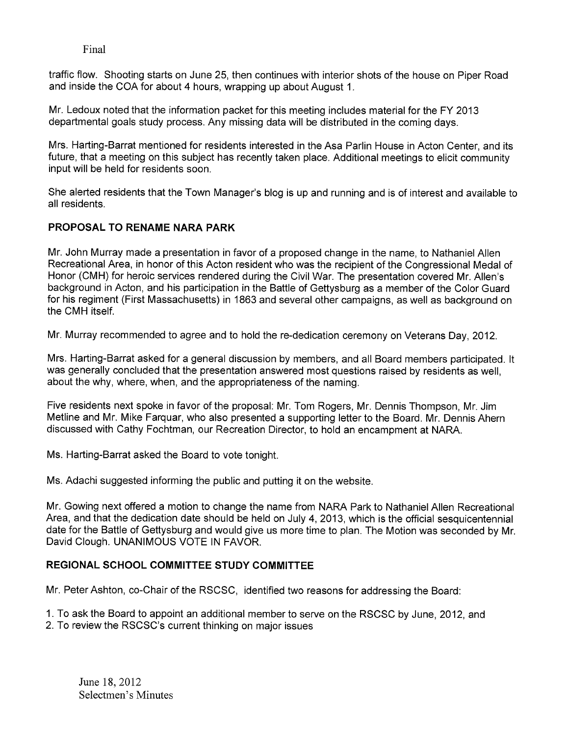Final

traffic flow. Shooting starts on June 25, then continues with interior shots of the house on Piper Road and inside the COA for about 4 hours, wrapping up about August 1.

Mr. Ledoux noted that the information packet for this meeting includes material for the FY 2013 departmental goals study process. Any missing data will be distributed in the coming days.

Mrs. Harting-Barrat mentioned for residents interested in the Asa Parlin House in Acton Center, and its future, that a meeting on this subject has recently taken place. Additional meetings to elicit community input will be held for residents soon.

She alerted residents that the Town Manager's blog is up and running and is of interest and available to all residents.

**PROPOSAL TO RENAME NARA PARK**

Mr. John Murray made a presentation in favor of a proposed change in the name, to Nathaniel Allen Recreational Area, in honor of this Acton resident who was the recipient of the Congressional Medal of Honor (CMH) for heroic services rendered during the Civil War. The presentation covered Mr. Allen's background in Acton, and his participation in the Battle of Gettysburg as a member of the Color Guard for his regiment (First Massachusetts) in 1863 and several other campaigns, as well as background on the CMH itself.

Mr. Murray recommended to agree and to hold the re-dedication ceremony on Veterans Day, 2012.

Mrs. Harting-Barrat asked for a general discussion by members, and all Board members participated. It was generally concluded that the presentation answered most questions raised by residents as well, about the why, where, when, and the appropriateness of the naming.

Five residents next spoke in favor of the proposal: Mr. Tom Rogers, Mr. Dennis Thompson, Mr. Jim Metline and Mr. Mike Farquar, who also presented a supporting letter to the Board. Mr. Dennis Ahern discussed with Cathy Fochtman, our Recreation Director, to hold an encampment at NARA.

Ms. Harting-Barrat asked the Board to vote tonight.

Ms. Adachi suggested informing the public and putting it on the website.

Mr. Gowing next offered a motion to change the name from NARA Park to Nathaniel Allen Recreational Area, and that the dedication date should be held on July 4, 2013, which is the official sesquicentennial date for the Battle of Gettysburg and would give us more time to plan. The Motion was seconded by Mr. David Clough. UNANIMOUS VOTE IN FAVOR.

**REGIONAL SCHOOL COMMITTEE STUDY COMMITTEE**

Mr. Peter Ashton, co-Chair of the RSCSC, identified two reasons for addressing the Board:

1. To ask the Board to appoint an additional member to serve on the RSCSC by June, 2012, and
2. To review the RSCSC's current thinking on major issues

June 18, 2012
Selectmen's Minutes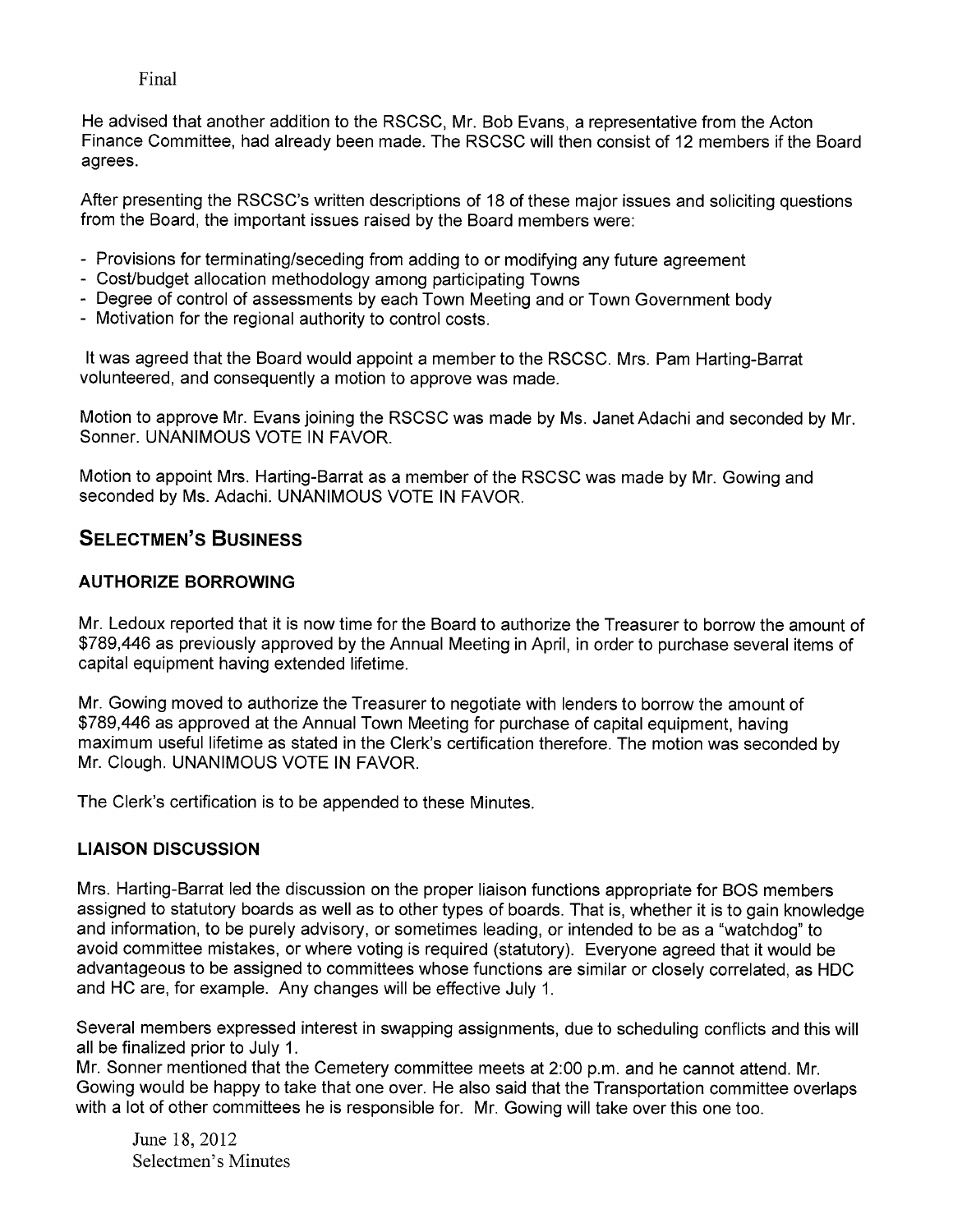He advised that another addition to the RSCSC, Mr. Bob Evans, a representative from the Acton Finance Committee, had already been made. The RSCSC will then consist of 12 members if the Board agrees.

After presenting the RSCSC's written descriptions of 18 of these major issues and soliciting questions from the Board, the important issues raised by the Board members were:

- Provisions for terminating/seceding from adding to or modifying any future agreement
- Cost/budget allocation methodology among participating Towns
- Degree of control of assessments by each Town Meeting and or Town Government body
- Motivation for the regional authority to control costs.

It was agreed that the Board would appoint a member to the RSCSC. Mrs. Pam Harting-Barrat volunteered, and consequently a motion to approve was made.

Motion to approve Mr. Evans joining the RSCSC was made by Ms. Janet Adachi and seconded by Mr. Sonner. UNANIMOUS VOTE IN FAVOR.

Motion to appoint Mrs. Harting-Barrat as a member of the RSCSC was made by Mr. Gowing and seconded by Ms. Adachi. UNANIMOUS VOTE IN FAVOR.

## SELECTMEN'S BUSINESS

### AUTHORIZE BORROWING

Mr. Ledoux reported that it is now time for the Board to authorize the Treasurer to borrow the amount of $789,446 as previously approved by the Annual Meeting in April, in order to purchase several items of capital equipment having extended lifetime.

Mr. Gowing moved to authorize the Treasurer to negotiate with lenders to borrow the amount of $789,446 as approved at the Annual Town Meeting for purchase of capital equipment, having maximum useful lifetime as stated in the Clerk's certification therefore. The motion was seconded by Mr. Clough. UNANIMOUS VOTE IN FAVOR.

The Clerk's certification is to be appended to these Minutes.

### LIAISON DISCUSSION

Mrs. Harting-Barrat led the discussion on the proper liaison functions appropriate for BOS members assigned to statutory boards as well as to other types of boards. That is, whether it is to gain knowledge and information, to be purely advisory, or sometimes leading, or intended to be as a "watchdog" to avoid committee mistakes, or where voting is required (statutory). Everyone agreed that it would be advantageous to be assigned to committees whose functions are similar or closely correlated, as HDC and HC are, for example. Any changes will be effective July 1.

Several members expressed interest in swapping assignments, due to scheduling conflicts and this will all be finalized prior to July 1.
Mr. Sonner mentioned that the Cemetery committee meets at 2:00 p.m. and he cannot attend. Mr. Gowing would be happy to take that one over. He also said that the Transportation committee overlaps with a lot of other committees he is responsible for. Mr. Gowing will take over this one too.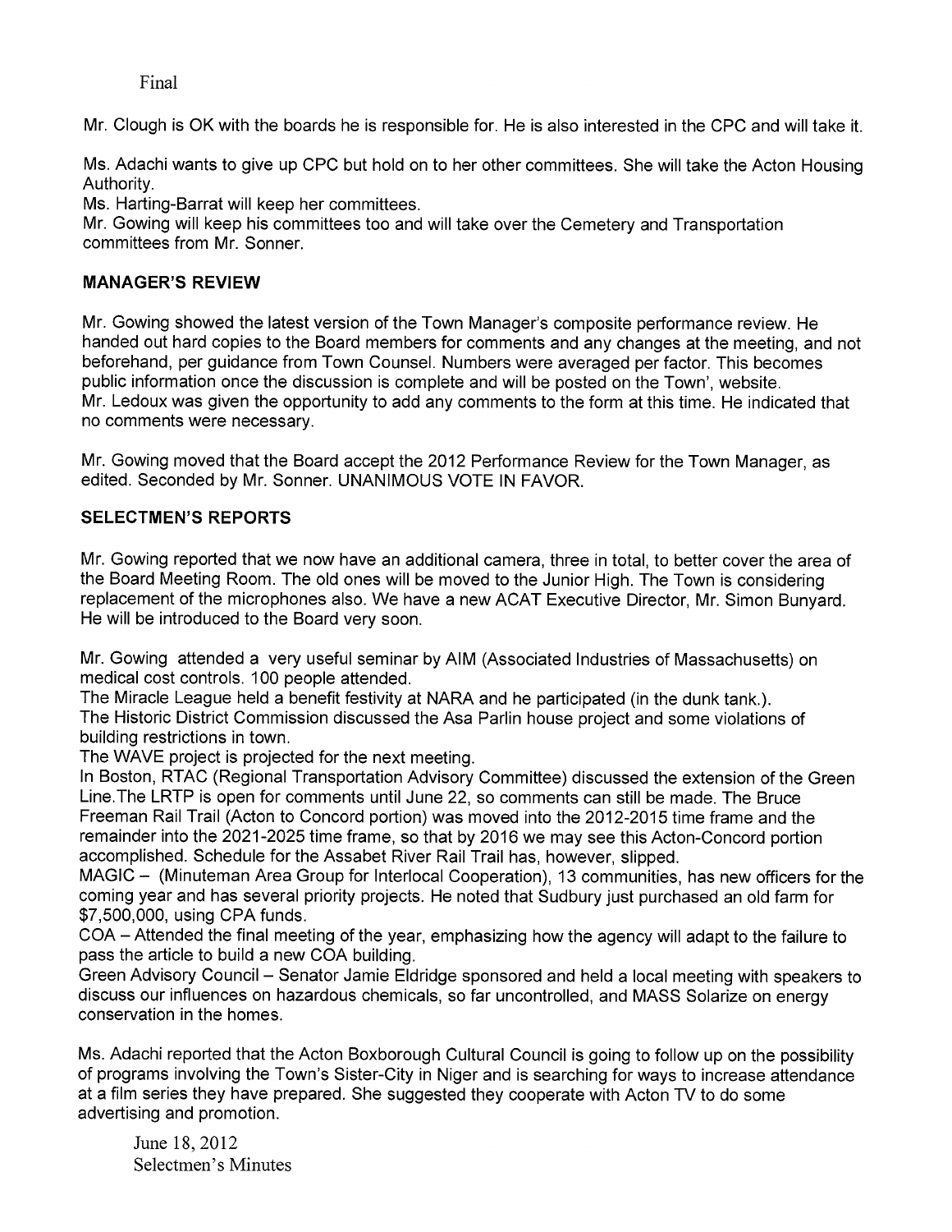Final

Mr. Clough is OK with the boards he is responsible for. He is also interested in the CPC and will take it.

Ms. Adachi wants to give up CPC but hold on to her other committees. She will take the Acton Housing Authority.

Ms. Harting-Barrat will keep her committees.

Mr. Gowing will keep his committees too and will take over the Cemetery and Transportation committees from Mr. Sonner.

## MANAGER'S REVIEW

Mr. Gowing showed the latest version of the Town Manager's composite performance review. He handed out hard copies to the Board members for comments and any changes at the meeting, and not beforehand, per guidance from Town Counsel. Numbers were averaged per factor. This becomes public information once the discussion is complete and will be posted on the Town', website.
Mr. Ledoux was given the opportunity to add any comments to the form at this time. He indicated that no comments were necessary.

Mr. Gowing moved that the Board accept the 2012 Performance Review for the Town Manager, as edited. Seconded by Mr. Sonner. UNANIMOUS VOTE IN FAVOR.

## SELECTMEN'S REPORTS

Mr. Gowing reported that we now have an additional camera, three in total, to better cover the area of the Board Meeting Room. The old ones will be moved to the Junior High. The Town is considering replacement of the microphones also. We have a new ACAT Executive Director, Mr. Simon Bunyard. He will be introduced to the Board very soon.

Mr. Gowing attended a very useful seminar by AIM (Associated Industries of Massachusetts) on medical cost controls. 100 people attended.

The Miracle League held a benefit festivity at NARA and he participated (in the dunk tank.).

The Historic District Commission discussed the Asa Parlin house project and some violations of building restrictions in town.

The WAVE project is projected for the next meeting.

In Boston, RTAC (Regional Transportation Advisory Committee) discussed the extension of the Green Line.The LRTP is open for comments until June 22, so comments can still be made. The Bruce Freeman Rail Trail (Acton to Concord portion) was moved into the 2012-2015 time frame and the remainder into the 2021-2025 time frame, so that by 2016 we may see this Acton-Concord portion accomplished. Schedule for the Assabet River Rail Trail has, however, slipped.

MAGIC – (Minuteman Area Group for Interlocal Cooperation), 13 communities, has new officers for the coming year and has several priority projects. He noted that Sudbury just purchased an old farm for $7,500,000, using CPA funds.

COA – Attended the final meeting of the year, emphasizing how the agency will adapt to the failure to pass the article to build a new COA building.

Green Advisory Council – Senator Jamie Eldridge sponsored and held a local meeting with speakers to discuss our influences on hazardous chemicals, so far uncontrolled, and MASS Solarize on energy conservation in the homes.

Ms. Adachi reported that the Acton Boxborough Cultural Council is going to follow up on the possibility of programs involving the Town's Sister-City in Niger and is searching for ways to increase attendance at a film series they have prepared. She suggested they cooperate with Acton TV to do some advertising and promotion.

June 18, 2012
Selectmen's Minutes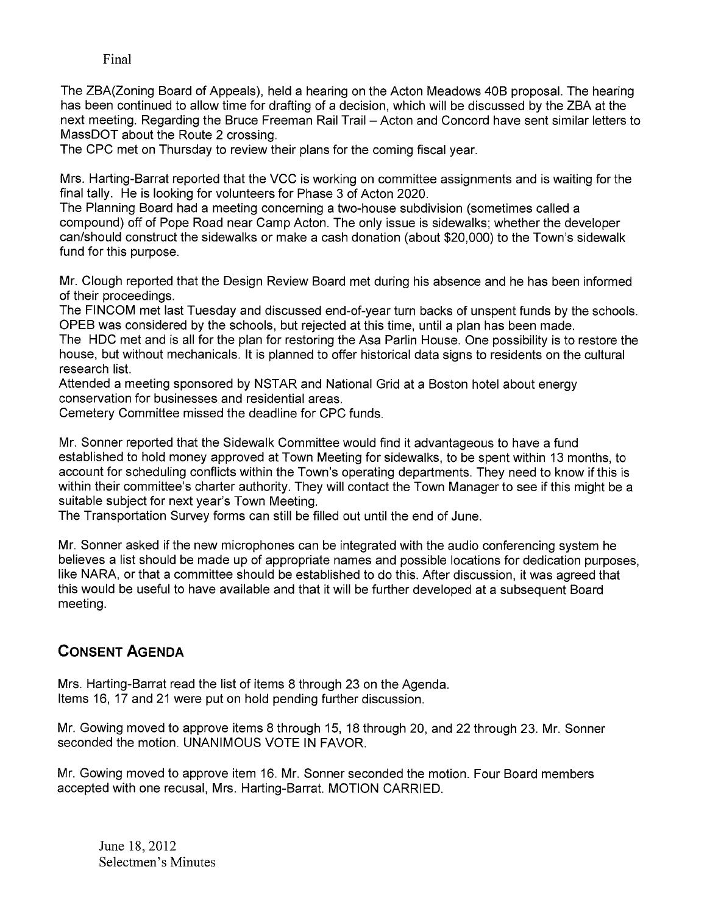Final

The ZBA(Zoning Board of Appeals), held a hearing on the Acton Meadows 40B proposal. The hearing has been continued to allow time for drafting of a decision, which will be discussed by the ZBA at the next meeting. Regarding the Bruce Freeman Rail Trail – Acton and Concord have sent similar letters to MassDOT about the Route 2 crossing.
The CPC met on Thursday to review their plans for the coming fiscal year.

Mrs. Harting-Barrat reported that the VCC is working on committee assignments and is waiting for the final tally. He is looking for volunteers for Phase 3 of Acton 2020.
The Planning Board had a meeting concerning a two-house subdivision (sometimes called a compound) off of Pope Road near Camp Acton. The only issue is sidewalks; whether the developer can/should construct the sidewalks or make a cash donation (about $20,000) to the Town's sidewalk fund for this purpose.

Mr. Clough reported that the Design Review Board met during his absence and he has been informed of their proceedings.
The FINCOM met last Tuesday and discussed end-of-year turn backs of unspent funds by the schools. OPEB was considered by the schools, but rejected at this time, until a plan has been made.
The HDC met and is all for the plan for restoring the Asa Parlin House. One possibility is to restore the house, but without mechanicals. It is planned to offer historical data signs to residents on the cultural research list.
Attended a meeting sponsored by NSTAR and National Grid at a Boston hotel about energy conservation for businesses and residential areas.
Cemetery Committee missed the deadline for CPC funds.

Mr. Sonner reported that the Sidewalk Committee would find it advantageous to have a fund established to hold money approved at Town Meeting for sidewalks, to be spent within 13 months, to account for scheduling conflicts within the Town's operating departments. They need to know if this is within their committee's charter authority. They will contact the Town Manager to see if this might be a suitable subject for next year's Town Meeting.
The Transportation Survey forms can still be filled out until the end of June.

Mr. Sonner asked if the new microphones can be integrated with the audio conferencing system he believes a list should be made up of appropriate names and possible locations for dedication purposes, like NARA, or that a committee should be established to do this. After discussion, it was agreed that this would be useful to have available and that it will be further developed at a subsequent Board meeting.

## CONSENT AGENDA

Mrs. Harting-Barrat read the list of items 8 through 23 on the Agenda.
Items 16, 17 and 21 were put on hold pending further discussion.

Mr. Gowing moved to approve items 8 through 15, 18 through 20, and 22 through 23. Mr. Sonner seconded the motion. UNANIMOUS VOTE IN FAVOR.

Mr. Gowing moved to approve item 16. Mr. Sonner seconded the motion. Four Board members accepted with one recusal, Mrs. Harting-Barrat. MOTION CARRIED.

June 18, 2012
Selectmen's Minutes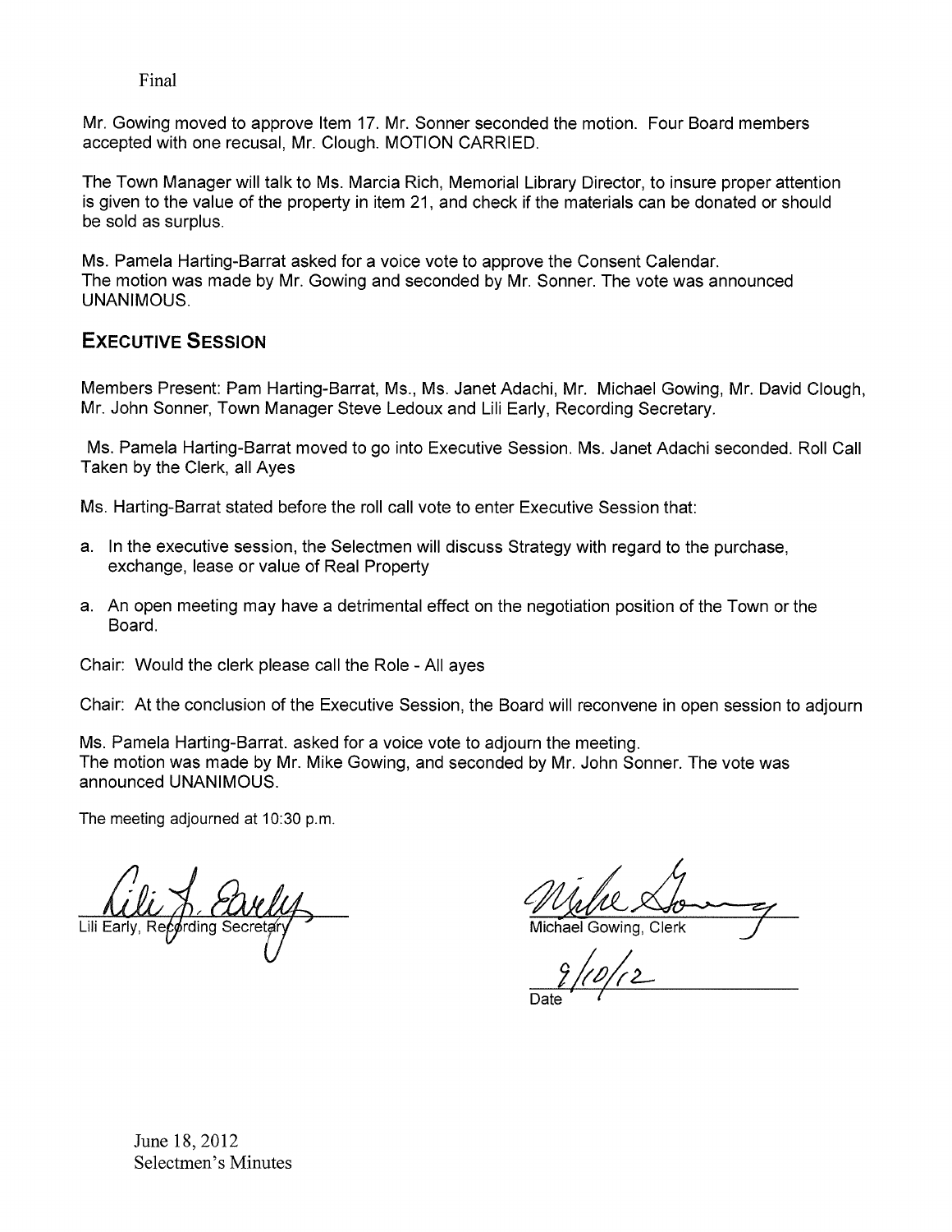Final

Mr. Gowing moved to approve Item 17. Mr. Sonner seconded the motion. Four Board members accepted with one recusal, Mr. Clough. MOTION CARRIED.

The Town Manager will talk to Ms. Marcia Rich, Memorial Library Director, to insure proper attention is given to the value of the property in item 21, and check if the materials can be donated or should be sold as surplus.

Ms. Pamela Harting-Barrat asked for a voice vote to approve the Consent Calendar. The motion was made by Mr. Gowing and seconded by Mr. Sonner. The vote was announced UNANIMOUS.

## EXECUTIVE SESSION

Members Present: Pam Harting-Barrat, Ms., Ms. Janet Adachi, Mr. Michael Gowing, Mr. David Clough, Mr. John Sonner, Town Manager Steve Ledoux and Lili Early, Recording Secretary.

Ms. Pamela Harting-Barrat moved to go into Executive Session. Ms. Janet Adachi seconded. Roll Call Taken by the Clerk, all Ayes

Ms. Harting-Barrat stated before the roll call vote to enter Executive Session that:

a. In the executive session, the Selectmen will discuss Strategy with regard to the purchase, exchange, lease or value of Real Property

a. An open meeting may have a detrimental effect on the negotiation position of the Town or the Board.

Chair: Would the clerk please call the Role - All ayes

Chair: At the conclusion of the Executive Session, the Board will reconvene in open session to adjourn

Ms. Pamela Harting-Barrat. asked for a voice vote to adjourn the meeting. The motion was made by Mr. Mike Gowing, and seconded by Mr. John Sonner. The vote was announced UNANIMOUS.

The meeting adjourned at 10:30 p.m.

Lili Early, Recording Secretary

Michael Gowing, Clerk

9/10/12
Date

June 18, 2012
Selectmen's Minutes